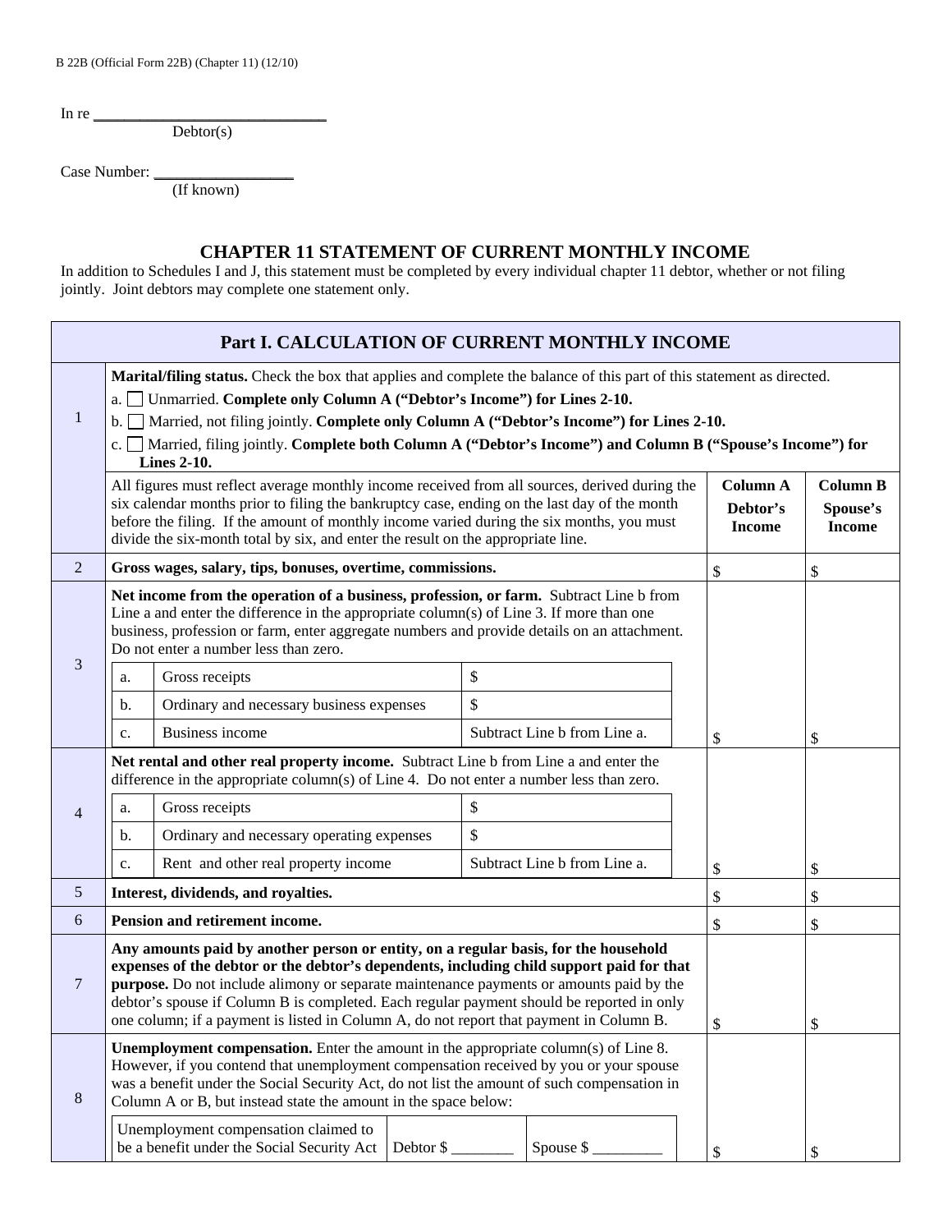B 22B (Official Form 22B) (Chapter 11) (12/10)

In re ______________________________
Debtor(s)

Case Number: __________________
(If known)

# CHAPTER 11 STATEMENT OF CURRENT MONTHLY INCOME

In addition to Schedules I and J, this statement must be completed by every individual chapter 11 debtor, whether or not filing jointly. Joint debtors may complete one statement only.

| Part I. CALCULATION OF CURRENT MONTHLY INCOME | | | |
|---|---|---|---|
| 1 | **Marital/filing status.** Check the box that applies and complete the balance of this part of this statement as directed.<br>a. ☐ Unmarried. **Complete only Column A ("Debtor's Income") for Lines 2-10.**<br>b. ☐ Married, not filing jointly. **Complete only Column A ("Debtor's Income") for Lines 2-10.**<br>c. ☐ Married, filing jointly. **Complete both Column A ("Debtor's Income") and Column B ("Spouse's Income") for Lines 2-10.** | | |
| | All figures must reflect average monthly income received from all sources, derived during the six calendar months prior to filing the bankruptcy case, ending on the last day of the month before the filing. If the amount of monthly income varied during the six months, you must divide the six-month total by six, and enter the result on the appropriate line. | **Column A Debtor's Income** | **Column B Spouse's Income** |
| 2 | **Gross wages, salary, tips, bonuses, overtime, commissions.** | $ | $ |
| 3 | **Net income from the operation of a business, profession, or farm.** Subtract Line b from Line a and enter the difference in the appropriate column(s) of Line 3. If more than one business, profession or farm, enter aggregate numbers and provide details on an attachment. Do not enter a number less than zero.<br>a. Gross receipts: $<br>b. Ordinary and necessary business expenses: $<br>c. Business income: Subtract Line b from Line a. | $ | $ |
| 4 | **Net rental and other real property income.** Subtract Line b from Line a and enter the difference in the appropriate column(s) of Line 4. Do not enter a number less than zero.<br>a. Gross receipts: $<br>b. Ordinary and necessary operating expenses: $<br>c. Rent and other real property income: Subtract Line b from Line a. | $ | $ |
| 5 | **Interest, dividends, and royalties.** | $ | $ |
| 6 | **Pension and retirement income.** | $ | $ |
| 7 | **Any amounts paid by another person or entity, on a regular basis, for the household expenses of the debtor or the debtor's dependents, including child support paid for that purpose.** Do not include alimony or separate maintenance payments or amounts paid by the debtor's spouse if Column B is completed. Each regular payment should be reported in only one column; if a payment is listed in Column A, do not report that payment in Column B. | $ | $ |
| 8 | **Unemployment compensation.** Enter the amount in the appropriate column(s) of Line 8. However, if you contend that unemployment compensation received by you or your spouse was a benefit under the Social Security Act, do not list the amount of such compensation in Column A or B, but instead state the amount in the space below:<br>Unemployment compensation claimed to be a benefit under the Social Security Act — Debtor $ ________ Spouse $ _________ | $ | $ |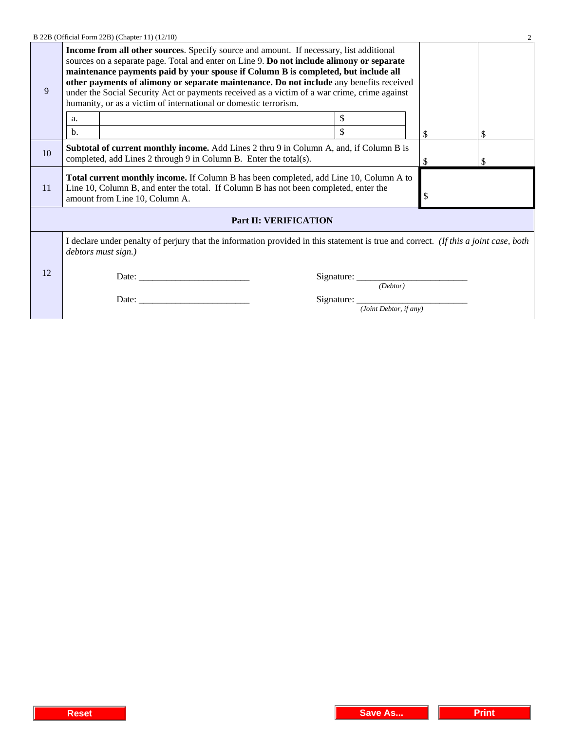| | | | |
|---|---|---|---|
| 9 | **Income from all other sources**. Specify source and amount. If necessary, list additional sources on a separate page. Total and enter on Line 9. **Do not include alimony or separate maintenance payments paid by your spouse if Column B is completed, but include all other payments of alimony or separate maintenance. Do not include** any benefits received under the Social Security Act or payments received as a victim of a war crime, crime against humanity, or as a victim of international or domestic terrorism.<br>a. \_\_\_\_\_\_\_\_\_\_ $<br>b. \_\_\_\_\_\_\_\_\_\_ $ | $ | $ |
| 10 | **Subtotal of current monthly income.** Add Lines 2 thru 9 in Column A, and, if Column B is completed, add Lines 2 through 9 in Column B. Enter the total(s). | $ | $ |
| 11 | **Total current monthly income.** If Column B has been completed, add Line 10, Column A to Line 10, Column B, and enter the total. If Column B has not been completed, enter the amount from Line 10, Column A. | $ | |

## Part II: VERIFICATION

| | |
|---|---|
| 12 | I declare under penalty of perjury that the information provided in this statement is true and correct. *(If this a joint case, both debtors must sign.)*<br><br>Date: \_\_\_\_\_\_\_\_\_\_\_\_\_\_\_\_\_\_\_\_\_\_\_\_ Signature: \_\_\_\_\_\_\_\_\_\_\_\_\_\_\_\_\_\_\_\_\_\_\_\_ *(Debtor)*<br><br>Date: \_\_\_\_\_\_\_\_\_\_\_\_\_\_\_\_\_\_\_\_\_\_\_\_ Signature: \_\_\_\_\_\_\_\_\_\_\_\_\_\_\_\_\_\_\_\_\_\_\_\_ *(Joint Debtor, if any)* |

Reset

Save As...

Print